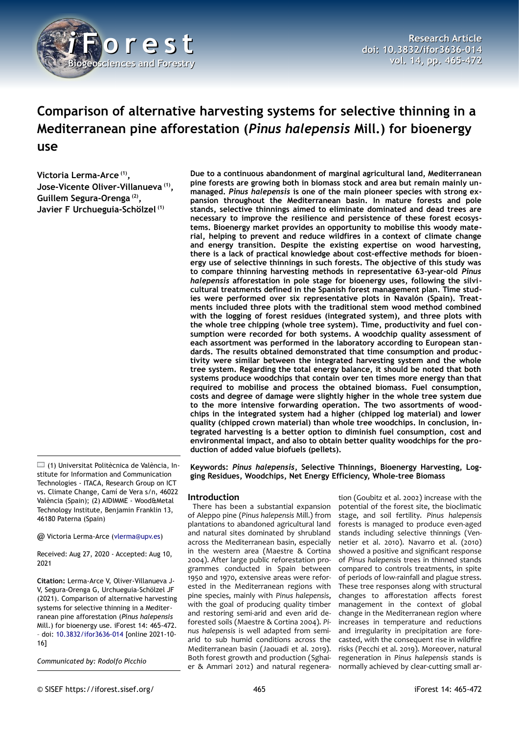# Comparison of alternative harvesting systems for selective thinning in a Mediterranean pine afforestation (*Pinus halepensis* Mill.) for bioenergy use

**Victoria Lerma-Arce [(1)], Jose-Vicente Oliver-Villanueva [(1)], Guillem Segura-Orenga [(2)], Javier F Urchueguia-Schölzel [(1)]**

**Due to a continuous abandonment of marginal agricultural land, Mediterranean pine forests are growing both in biomass stock and area but remain mainly unmanaged. *Pinus halepensis* is one of the main pioneer species with strong expansion throughout the Mediterranean basin. In mature forests and pole stands, selective thinnings aimed to eliminate dominated and dead trees are necessary to improve the resilience and persistence of these forest ecosystems. Bioenergy market provides an opportunity to mobilise this woody material, helping to prevent and reduce wildfires in a context of climate change and energy transition. Despite the existing expertise on wood harvesting, there is a lack of practical knowledge about cost-effective methods for bioenergy use of selective thinnings in such forests. The objective of this study was to compare thinning harvesting methods in representative 63-year-old *Pinus halepensis* afforestation in pole stage for bioenergy uses, following the silvicultural treatments defined in the Spanish forest management plan. Time studies were performed over six representative plots in Navalón (Spain). Treatments included three plots with the traditional stem wood method combined with the logging of forest residues (integrated system), and three plots with the whole tree chipping (whole tree system). Time, productivity and fuel consumption were recorded for both systems. A woodchip quality assessment of each assortment was performed in the laboratory according to European standards. The results obtained demonstrated that time consumption and productivity were similar between the integrated harvesting system and the whole tree system. Regarding the total energy balance, it should be noted that both systems produce woodchips that contain over ten times more energy than that required to mobilise and process the obtained biomass. Fuel consumption, costs and degree of damage were slightly higher in the whole tree system due to the more intensive forwarding operation. The two assortments of woodchips in the integrated system had a higher (chipped log material) and lower quality (chipped crown material) than whole tree woodchips. In conclusion, integrated harvesting is a better option to diminish fuel consumption, cost and environmental impact, and also to obtain better quality woodchips for the production of added value biofuels (pellets).**

**Keywords: *Pinus halepensis*, Selective Thinnings, Bioenergy Harvesting, Logging Residues, Woodchips, Net Energy Efficiency, Whole-tree Biomass**

(1) Universitat Politècnica de València, Institute for Information and Communication Technologies - ITACA, Research Group on ICT vs. Climate Change, Camí de Vera s/n, 46022 València (Spain); (2) AIDIMME - Wood&Metal Technology Institute, Benjamin Franklin 13, 46180 Paterna (Spain)

@ Victoria Lerma-Arce (vlerma@upv.es)

Received: Aug 27, 2020 - Accepted: Aug 10, 2021

**Citation:** Lerma-Arce V, Oliver-Villanueva J-V, Segura-Orenga G, Urchueguia-Schölzel JF (2021). Comparison of alternative harvesting systems for selective thinning in a Mediterranean pine afforestation (*Pinus halepensis* Mill.) for bioenergy use. iForest 14: 465-472. - doi: 10.3832/ifor3636-014 [online 2021-10-16]

*Communicated by: Rodolfo Picchio*

## Introduction

There has been a substantial expansion of Aleppo pine (*Pinus halepensis* Mill.) from plantations to abandoned agricultural land and natural sites dominated by shrubland across the Mediterranean basin, especially in the western area (Maestre & Cortina 2004). After large public reforestation programmes conducted in Spain between 1950 and 1970, extensive areas were reforested in the Mediterranean regions with pine species, mainly with *Pinus halepensis*, with the goal of producing quality timber and restoring semi-arid and even arid deforested soils (Maestre & Cortina 2004). *Pinus halepensis* is well adapted from semi-arid to sub humid conditions across the Mediterranean basin (Jaouadi et al. 2019). Both forest growth and production (Sghaier & Ammari 2012) and natural regeneration (Goubitz et al. 2002) increase with the potential of the forest site, the bioclimatic stage, and soil fertility. *Pinus halepensis* forests is managed to produce even-aged stands including selective thinnings (Ventenier et al. 2010). Navarro et al. (2010) showed a positive and significant response of *Pinus halepensis* trees in thinned stands compared to controls treatments, in spite of periods of low-rainfall and plague stress. These tree responses along with structural changes to afforestation affects forest management in the context of global change in the Mediterranean region where increases in temperature and reductions and irregularity in precipitation are forecasted, with the consequent rise in wildfire risks (Pecchi et al. 2019). Moreover, natural regeneration in *Pinus halepensis* stands is normally achieved by clear-cutting small ar-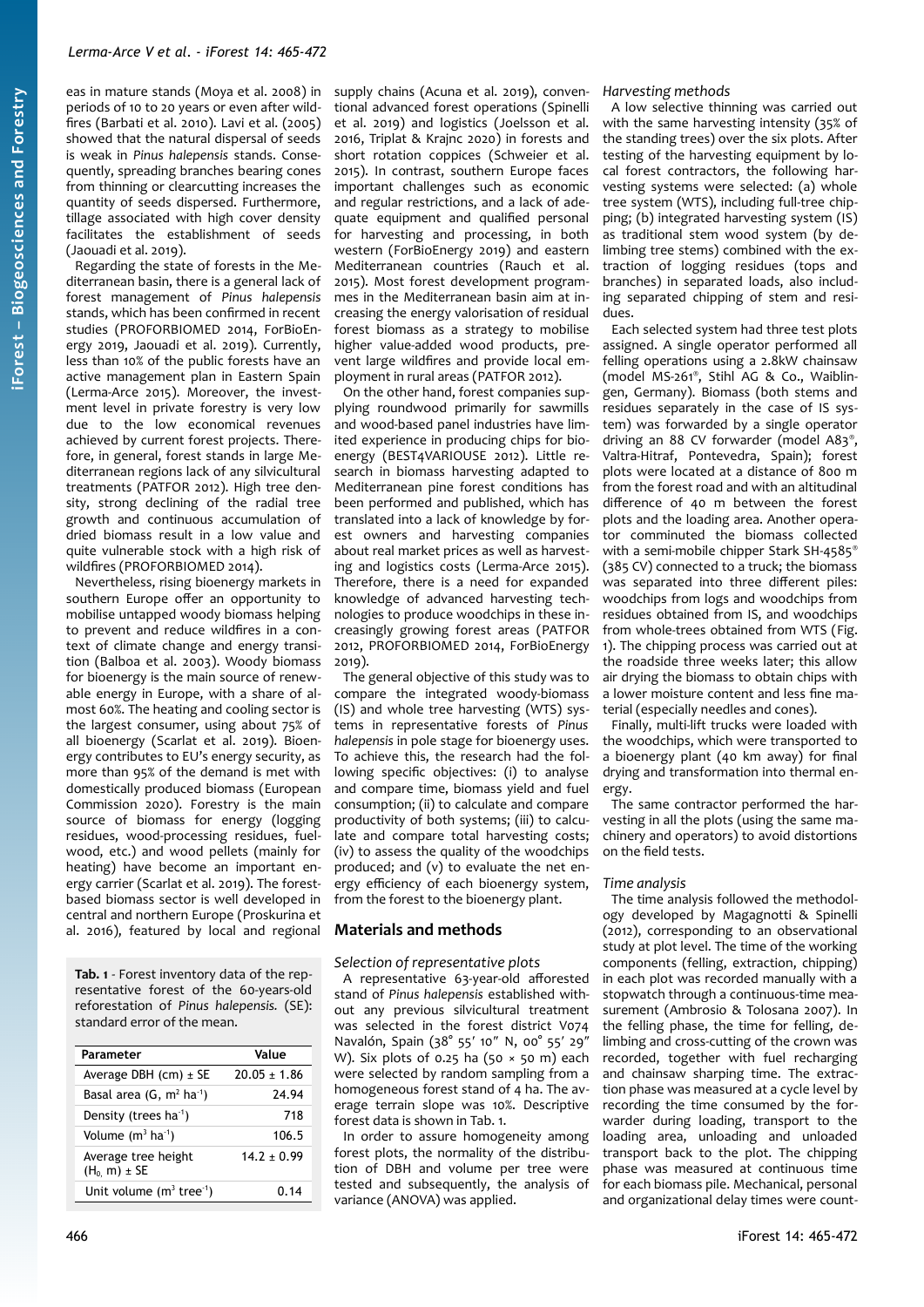eas in mature stands (Moya et al. 2008) in periods of 10 to 20 years or even after wildfires (Barbati et al. 2010). Lavi et al. (2005) showed that the natural dispersal of seeds is weak in *Pinus halepensis* stands. Consequently, spreading branches bearing cones from thinning or clearcutting increases the quantity of seeds dispersed. Furthermore, tillage associated with high cover density facilitates the establishment of seeds (Jaouadi et al. 2019).

Regarding the state of forests in the Mediterranean basin, there is a general lack of forest management of *Pinus halepensis* stands, which has been confirmed in recent studies (PROFORBIOMED 2014, ForBioEnergy 2019, Jaouadi et al. 2019). Currently, less than 10% of the public forests have an active management plan in Eastern Spain (Lerma-Arce 2015). Moreover, the investment level in private forestry is very low due to the low economical revenues achieved by current forest projects. Therefore, in general, forest stands in large Mediterranean regions lack of any silvicultural treatments (PATFOR 2012). High tree density, strong declining of the radial tree growth and continuous accumulation of dried biomass result in a low value and quite vulnerable stock with a high risk of wildfires (PROFORBIOMED 2014).

Nevertheless, rising bioenergy markets in southern Europe offer an opportunity to mobilise untapped woody biomass helping to prevent and reduce wildfires in a context of climate change and energy transition (Balboa et al. 2003). Woody biomass for bioenergy is the main source of renewable energy in Europe, with a share of almost 60%. The heating and cooling sector is the largest consumer, using about 75% of all bioenergy (Scarlat et al. 2019). Bioenergy contributes to EU's energy security, as more than 95% of the demand is met with domestically produced biomass (European Commission 2020). Forestry is the main source of biomass for energy (logging residues, wood-processing residues, fuelwood, etc.) and wood pellets (mainly for heating) have become an important energy carrier (Scarlat et al. 2019). The forest-based biomass sector is well developed in central and northern Europe (Proskurina et al. 2016), featured by local and regional supply chains (Acuna et al. 2019), conventional advanced forest operations (Spinelli et al. 2019) and logistics (Joelsson et al. 2016, Triplat & Krajnc 2020) in forests and short rotation coppices (Schweier et al. 2015). In contrast, southern Europe faces important challenges such as economic and regular restrictions, and a lack of adequate equipment and qualified personal for harvesting and processing, in both western (ForBioEnergy 2019) and eastern Mediterranean countries (Rauch et al. 2015). Most forest development programmes in the Mediterranean basin aim at increasing the energy valorisation of residual forest biomass as a strategy to mobilise higher value-added wood products, prevent large wildfires and provide local employment in rural areas (PATFOR 2012).

On the other hand, forest companies supplying roundwood primarily for sawmills and wood-based panel industries have limited experience in producing chips for bioenergy (BEST4VARIOUSE 2012). Little research in biomass harvesting adapted to Mediterranean pine forest conditions has been performed and published, which has translated into a lack of knowledge by forest owners and harvesting companies about real market prices as well as harvesting and logistics costs (Lerma-Arce 2015). Therefore, there is a need for expanded knowledge of advanced harvesting technologies to produce woodchips in these increasingly growing forest areas (PATFOR 2012, PROFORBIOMED 2014, ForBioEnergy 2019).

The general objective of this study was to compare the integrated woody-biomass (IS) and whole tree harvesting (WTS) systems in representative forests of *Pinus halepensis* in pole stage for bioenergy uses. To achieve this, the research had the following specific objectives: (i) to analyse and compare time, biomass yield and fuel consumption; (ii) to calculate and compare productivity of both systems; (iii) to calculate and compare total harvesting costs; (iv) to assess the quality of the woodchips produced; and (v) to evaluate the net energy efficiency of each bioenergy system, from the forest to the bioenergy plant.

## Materials and methods

### Selection of representative plots

A representative 63-year-old afforested stand of *Pinus halepensis* established without any previous silvicultural treatment was selected in the forest district V074 Navalón, Spain (38° 55′ 10″ N, 00° 55′ 29″ W). Six plots of 0.25 ha (50 × 50 m) each were selected by random sampling from a homogeneous forest stand of 4 ha. The average terrain slope was 10%. Descriptive forest data is shown in Tab. 1.

In order to assure homogeneity among forest plots, the normality of the distribution of DBH and volume per tree were tested and subsequently, the analysis of variance (ANOVA) was applied.

**Tab. 1** - Forest inventory data of the representative forest of the 60-years-old reforestation of *Pinus halepensis*. (SE): standard error of the mean.

| Parameter | Value |
|---|---|
| Average DBH (cm) ± SE | 20.05 ± 1.86 |
| Basal area (G, $m^2$ $ha^{-1}$) | 24.94 |
| Density (trees $ha^{-1}$) | 718 |
| Volume ($m^3$ $ha^{-1}$) | 106.5 |
| Average tree height ($H_0$, m) ± SE | 14.2 ± 0.99 |
| Unit volume ($m^3$ $tree^{-1}$) | 0.14 |

### Harvesting methods

A low selective thinning was carried out with the same harvesting intensity (35% of the standing trees) over the six plots. After testing of the harvesting equipment by local forest contractors, the following harvesting systems were selected: (a) whole tree system (WTS), including full-tree chipping; (b) integrated harvesting system (IS) as traditional stem wood system (by delimbing tree stems) combined with the extraction of logging residues (tops and branches) in separated loads, also including separated chipping of stem and residues.

Each selected system had three test plots assigned. A single operator performed all felling operations using a 2.8kW chainsaw (model MS-261®, Stihl AG & Co., Waiblingen, Germany). Biomass (both stems and residues separately in the case of IS system) was forwarded by a single operator driving an 88 CV forwarder (model A83®, Valtra-Hitraf, Pontevedra, Spain); forest plots were located at a distance of 800 m from the forest road and with an altitudinal difference of 40 m between the forest plots and the loading area. Another operator comminuted the biomass collected with a semi-mobile chipper Stark SH-4585® (385 CV) connected to a truck; the biomass was separated into three different piles: woodchips from logs and woodchips from residues obtained from IS, and woodchips from whole-trees obtained from WTS (Fig. 1). The chipping process was carried out at the roadside three weeks later; this allow air drying the biomass to obtain chips with a lower moisture content and less fine material (especially needles and cones).

Finally, multi-lift trucks were loaded with the woodchips, which were transported to a bioenergy plant (40 km away) for final drying and transformation into thermal energy.

The same contractor performed the harvesting in all the plots (using the same machinery and operators) to avoid distortions on the field tests.

### Time analysis

The time analysis followed the methodology developed by Magagnotti & Spinelli (2012), corresponding to an observational study at plot level. The time of the working components (felling, extraction, chipping) in each plot was recorded manually with a stopwatch through a continuous-time measurement (Ambrosio & Tolosana 2007). In the felling phase, the time for felling, delimbing and cross-cutting of the crown was recorded, together with fuel recharging and chainsaw sharping time. The extraction phase was measured at a cycle level by recording the time consumed by the forwarder during loading, transport to the loading area, unloading and unloaded transport back to the plot. The chipping phase was measured at continuous time for each biomass pile. Mechanical, personal and organizational delay times were count-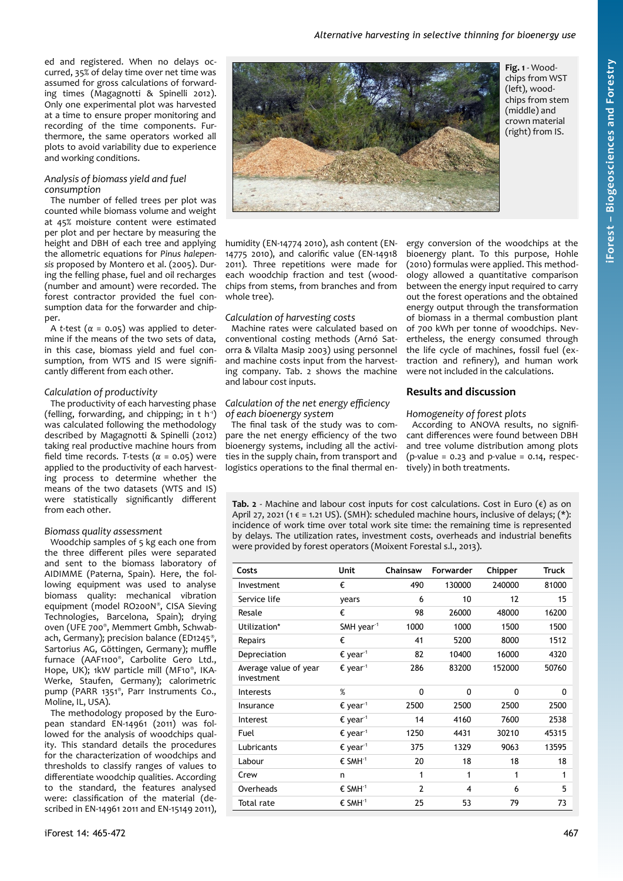ed and registered. When no delays occurred, 35% of delay time over net time was assumed for gross calculations of forwarding times (Magagnotti & Spinelli 2012). Only one experimental plot was harvested at a time to ensure proper monitoring and recording of the time components. Furthermore, the same operators worked all plots to avoid variability due to experience and working conditions.

### Analysis of biomass yield and fuel consumption

The number of felled trees per plot was counted while biomass volume and weight at 45% moisture content were estimated per plot and per hectare by measuring the height and DBH of each tree and applying the allometric equations for *Pinus halepensis* proposed by Montero et al. (2005). During the felling phase, fuel and oil recharges (number and amount) were recorded. The forest contractor provided the fuel consumption data for the forwarder and chipper.

A *t*-test ($\alpha = 0.05$) was applied to determine if the means of the two sets of data, in this case, biomass yield and fuel consumption, from WTS and IS were significantly different from each other.

### Calculation of productivity

The productivity of each harvesting phase (felling, forwarding, and chipping; in t $h^{-1}$) was calculated following the methodology described by Magagnotti & Spinelli (2012) taking real productive machine hours from field time records. *T*-tests ($\alpha = 0.05$) were applied to the productivity of each harvesting process to determine whether the means of the two datasets (WTS and IS) were statistically significantly different from each other.

### Biomass quality assessment

Woodchip samples of 5 kg each one from the three different piles were separated and sent to the biomass laboratory of AIDIMME (Paterna, Spain). Here, the following equipment was used to analyse biomass quality: mechanical vibration equipment (model RO200N®, CISA Sieving Technologies, Barcelona, Spain); drying oven (UFE 700®, Memmert Gmbh, Schwabach, Germany); precision balance (ED1245®, Sartorius AG, Göttingen, Germany); muffle furnace (AAF1100®, Carbolite Gero Ltd., Hope, UK); 1kW particle mill (MF10®, IKA-Werke, Staufen, Germany); calorimetric pump (PARR 1351®, Parr Instruments Co., Moline, IL, USA).

The methodology proposed by the European standard EN-14961 (2011) was followed for the analysis of woodchips quality. This standard details the procedures for the characterization of woodchips and thresholds to classify ranges of values to differentiate woodchip qualities. According to the standard, the features analysed were: classification of the material (described in EN-14961 2011 and EN-15149 2011), humidity (EN-14774 2010), ash content (EN-14775 2010), and calorific value (EN-14918 2011). Three repetitions were made for each woodchip fraction and test (woodchips from stems, from branches and from whole tree).

Fig. 1 - Woodchips from WST (left), woodchips from stem (middle) and crown material (right) from IS.

### Calculation of harvesting costs

Machine rates were calculated based on conventional costing methods (Arnó Satorra & Vilalta Masip 2003) using personnel and machine costs input from the harvesting company. Tab. 2 shows the machine and labour cost inputs.

### Calculation of the net energy efficiency of each bioenergy system

The final task of the study was to compare the net energy efficiency of the two bioenergy systems, including all the activities in the supply chain, from transport and logistics operations to the final thermal energy conversion of the woodchips at the bioenergy plant. To this purpose, Hohle (2010) formulas were applied. This methodology allowed a quantitative comparison between the energy input required to carry out the forest operations and the obtained energy output through the transformation of biomass in a thermal combustion plant of 700 kWh per tonne of woodchips. Nevertheless, the energy consumed through the life cycle of machines, fossil fuel (extraction and refinery), and human work were not included in the calculations.

## Results and discussion

### Homogeneity of forest plots

According to ANOVA results, no significant differences were found between DBH and tree volume distribution among plots (p-value = 0.23 and p-value = 0.14, respectively) in both treatments.

**Tab. 2** - Machine and labour cost inputs for cost calculations. Cost in Euro (€) as on April 27, 2021 (1 € = 1.21 US). (SMH): scheduled machine hours, inclusive of delays; (*): incidence of work time over total work site time: the remaining time is represented by delays. The utilization rates, investment costs, overheads and industrial benefits were provided by forest operators (Moixent Forestal s.l., 2013).

| Costs | Unit | Chainsaw | Forwarder | Chipper | Truck |
|---|---|---|---|---|---|
| Investment | € | 490 | 130000 | 240000 | 81000 |
| Service life | years | 6 | 10 | 12 | 15 |
| Resale | € | 98 | 26000 | 48000 | 16200 |
| Utilization* | SMH $year^{-1}$ | 1000 | 1000 | 1500 | 1500 |
| Repairs | € | 41 | 5200 | 8000 | 1512 |
| Depreciation | € $year^{-1}$ | 82 | 10400 | 16000 | 4320 |
| Average value of year investment | € $year^{-1}$ | 286 | 83200 | 152000 | 50760 |
| Interests | % | 0 | 0 | 0 | 0 |
| Insurance | € $year^{-1}$ | 2500 | 2500 | 2500 | 2500 |
| Interest | € $year^{-1}$ | 14 | 4160 | 7600 | 2538 |
| Fuel | € $year^{-1}$ | 1250 | 4431 | 30210 | 45315 |
| Lubricants | € $year^{-1}$ | 375 | 1329 | 9063 | 13595 |
| Labour | € $SMH^{-1}$ | 20 | 18 | 18 | 18 |
| Crew | n | 1 | 1 | 1 | 1 |
| Overheads | € $SMH^{-1}$ | 2 | 4 | 6 | 5 |
| Total rate | € $SMH^{-1}$ | 25 | 53 | 79 | 73 |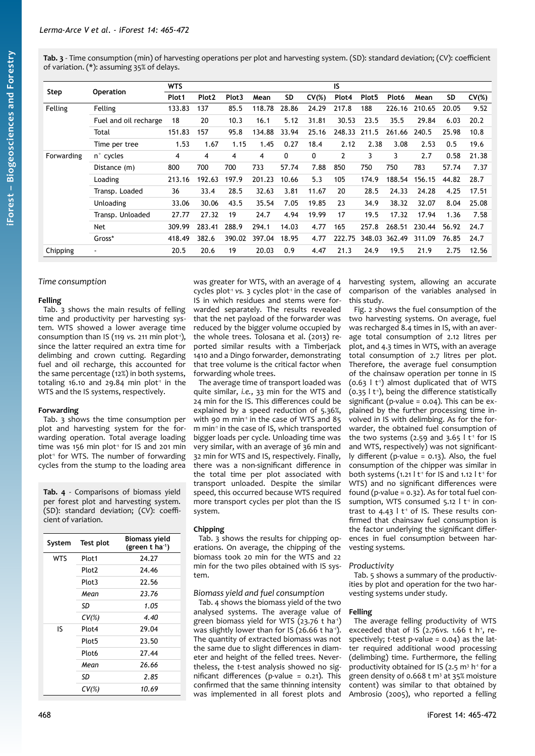**Tab. 3** - Time consumption (min) of harvesting operations per plot and harvesting system. (SD): standard deviation; (CV): coefficient of variation. (*): assuming 35% of delays.

| Step | Operation | WTS | | | | | | IS | | | | | |
|---|---|---|---|---|---|---|---|---|---|---|---|---|---|
| | | Plot1 | Plot2 | Plot3 | Mean | SD | CV(%) | Plot4 | Plot5 | Plot6 | Mean | SD | CV(%) |
| Felling | Felling | 133.83 | 137 | 85.5 | 118.78 | 28.86 | 24.29 | 217.8 | 188 | 226.16 | 210.65 | 20.05 | 9.52 |
| | Fuel and oil recharge | 18 | 20 | 10.3 | 16.1 | 5.12 | 31.81 | 30.53 | 23.5 | 35.5 | 29.84 | 6.03 | 20.2 |
| | Total | 151.83 | 157 | 95.8 | 134.88 | 33.94 | 25.16 | 248.33 | 211.5 | 261.66 | 240.5 | 25.98 | 10.8 |
| | Time per tree | 1.53 | 1.67 | 1.15 | 1.45 | 0.27 | 18.4 | 2.12 | 2.38 | 3.08 | 2.53 | 0.5 | 19.6 |
| Forwarding | n° cycles | 4 | 4 | 4 | 4 | 0 | 0 | 2 | 3 | 3 | 2.7 | 0.58 | 21.38 |
| | Distance (m) | 800 | 700 | 700 | 733 | 57.74 | 7.88 | 850 | 750 | 750 | 783 | 57.74 | 7.37 |
| | Loading | 213.16 | 192.63 | 197.9 | 201.23 | 10.66 | 5.3 | 105 | 174.9 | 188.54 | 156.15 | 44.82 | 28.7 |
| | Transp. Loaded | 36 | 33.4 | 28.5 | 32.63 | 3.81 | 11.67 | 20 | 28.5 | 24.33 | 24.28 | 4.25 | 17.51 |
| | Unloading | 33.06 | 30.06 | 43.5 | 35.54 | 7.05 | 19.85 | 23 | 34.9 | 38.32 | 32.07 | 8.04 | 25.08 |
| | Transp. Unloaded | 27.77 | 27.32 | 19 | 24.7 | 4.94 | 19.99 | 17 | 19.5 | 17.32 | 17.94 | 1.36 | 7.58 |
| | Net | 309.99 | 283.41 | 288.9 | 294.1 | 14.03 | 4.77 | 165 | 257.8 | 268.51 | 230.44 | 56.92 | 24.7 |
| | Gross* | 418.49 | 382.6 | 390.02 | 397.04 | 18.95 | 4.77 | 222.75 | 348.03 | 362.49 | 311.09 | 76.85 | 24.7 |
| Chipping | - | 20.5 | 20.6 | 19 | 20.03 | 0.9 | 4.47 | 21.3 | 24.9 | 19.5 | 21.9 | 2.75 | 12.56 |

### *Time consumption*

#### Felling

Tab. 3 shows the main results of felling time and productivity per harvesting system. WTS showed a lower average time consumption than IS (119 *vs.* 211 min plot$^{-1}$), since the latter required an extra time for delimbing and crown cutting. Regarding fuel and oil recharge, this accounted for the same percentage (12%) in both systems, totaling 16.10 and 29.84 min plot$^{-1}$ in the WTS and the IS systems, respectively.

#### Forwarding

Tab. 3 shows the time consumption per plot and harvesting system for the forwarding operation. Total average loading time was 156 min plot$^{-1}$ for IS and 201 min plot$^{-1}$ for WTS. The number of forwarding cycles from the stump to the loading area was greater for WTS, with an average of 4 cycles plot$^{-1}$ *vs.* 3 cycles plot$^{-1}$ in the case of IS in which residues and stems were forwarded separately. The results revealed that the net payload of the forwarder was reduced by the bigger volume occupied by the whole trees. Tolosana et al. (2013) reported similar results with a Timberjack 1410 and a Dingo forwarder, demonstrating that tree volume is the critical factor when forwarding whole trees.

The average time of transport loaded was quite similar, *i.e.*, 33 min for the WTS and 24 min for the IS. This differences could be explained by a speed reduction of 5.36%, with 90 m min$^{-1}$ in the case of WTS and 85 m min$^{-1}$ in the case of IS, which transported bigger loads per cycle. Unloading time was very similar, with an average of 36 min and 32 min for WTS and IS, respectively. Finally, there was a non-significant difference in the total time per plot associated with transport unloaded. Despite the similar speed, this occurred because WTS required more transport cycles per plot than the IS system.

#### Chipping

Tab. 3 shows the results for chipping operations. On average, the chipping of the biomass took 20 min for the WTS and 22 min for the two piles obtained with IS system.

### *Biomass yield and fuel consumption*

Tab. 4 shows the biomass yield of the two analysed systems. The average value of green biomass yield for WTS (23.76 t ha$^{-1}$) was slightly lower than for IS (26.66 t ha$^{-1}$). The quantity of extracted biomass was not the same due to slight differences in diameter and height of the felled trees. Nevertheless, the *t*-test analysis showed no significant differences (p-value = 0.21). This confirmed that the same thinning intensity was implemented in all forest plots and harvesting system, allowing an accurate comparison of the variables analysed in this study.

**Tab. 4** - Comparisons of biomass yield per forest plot and harvesting system. (SD): standard deviation; (CV): coefficient of variation.

| System | Test plot | Biomass yield (green t ha$^{-1}$) |
|---|---|---|
| WTS | Plot1 | 24.27 |
| | Plot2 | 24.46 |
| | Plot3 | 22.56 |
| | *Mean* | *23.76* |
| | *SD* | *1.05* |
| | *CV(%)* | *4.40* |
| IS | Plot4 | 29.04 |
| | Plot5 | 23.50 |
| | Plot6 | 27.44 |
| | *Mean* | *26.66* |
| | *SD* | *2.85* |
| | *CV(%)* | *10.69* |

Fig. 2 shows the fuel consumption of the two harvesting systems. On average, fuel was recharged 8.4 times in IS, with an average total consumption of 2.12 litres per plot, and 4.3 times in WTS, with an average total consumption of 2.7 litres per plot. Therefore, the average fuel consumption of the chainsaw operation per tonne in IS (0.63 l t$^{-1}$) almost duplicated that of WTS (0.35 l t$^{-1}$), being the difference statistically significant (p-value = 0.04). This can be explained by the further processing time involved in IS with delimbing. As for the forwarder, the obtained fuel consumption of the two systems (2.59 and 3.65 l t$^{-1}$ for IS and WTS, respectively) was not significantly different (p-value = 0.13). Also, the fuel consumption of the chipper was similar in both systems (1.21 l t$^{-1}$ for IS and 1.12 l t$^{-1}$ for WTS) and no significant differences were found (p-value = 0.32). As for total fuel consumption, WTS consumed 5.12 l t$^{-1}$ in contrast to 4.43 l t$^{-1}$ of IS. These results confirmed that chainsaw fuel consumption is the factor underlying the significant differences in fuel consumption between harvesting systems.

### *Productivity*

Tab. 5 shows a summary of the productivities by plot and operation for the two harvesting systems under study.

#### Felling

The average felling productivity of WTS exceeded that of IS (2.76*vs.* 1.66 t h$^{-1}$, respectively; *t*-test p-value = 0.04) as the latter required additional wood processing (delimbing) time. Furthermore, the felling productivity obtained for IS (2.5 m$^3$ h$^{-1}$ for a green density of 0.668 t m$^3$ at 35% moisture content) was similar to that obtained by Ambrosio (2005), who reported a felling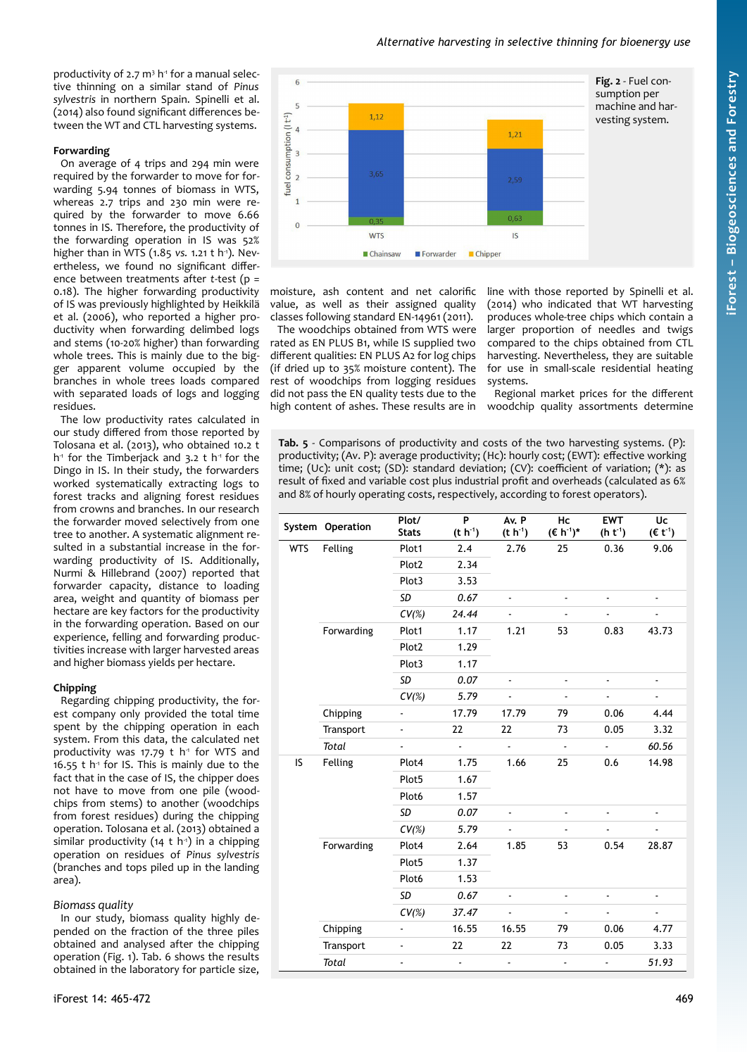productivity of 2.7 $m^3$ $h^{-1}$ for a manual selective thinning on a similar stand of *Pinus sylvestris* in northern Spain. Spinelli et al. (2014) also found significant differences between the WT and CTL harvesting systems.

### Forwarding

On average of 4 trips and 294 min were required by the forwarder to move for forwarding 5.94 tonnes of biomass in WTS, whereas 2.7 trips and 230 min were required by the forwarder to move 6.66 tonnes in IS. Therefore, the productivity of the forwarding operation in IS was 52% higher than in WTS (1.85 *vs.* 1.21 t $h^{-1}$). Nevertheless, we found no significant difference between treatments after *t*-test (p = 0.18). The higher forwarding productivity of IS was previously highlighted by Heikkilä et al. (2006), who reported a higher productivity when forwarding delimbed logs and stems (10-20% higher) than forwarding whole trees. This is mainly due to the bigger apparent volume occupied by the branches in whole trees loads compared with separated loads of logs and logging residues.

The low productivity rates calculated in our study differed from those reported by Tolosana et al. (2013), who obtained 10.2 t $h^{-1}$ for the Timberjack and 3.2 t $h^{-1}$ for the Dingo in IS. In their study, the forwarders worked systematically extracting logs to forest tracks and aligning forest residues from crowns and branches. In our research the forwarder moved selectively from one tree to another. A systematic alignment resulted in a substantial increase in the forwarding productivity of IS. Additionally, Nurmi & Hillebrand (2007) reported that forwarder capacity, distance to loading area, weight and quantity of biomass per hectare are key factors for the productivity in the forwarding operation. Based on our experience, felling and forwarding productivities increase with larger harvested areas and higher biomass yields per hectare.

### Chipping

Regarding chipping productivity, the forest company only provided the total time spent by the chipping operation in each system. From this data, the calculated net productivity was 17.79 t $h^{-1}$ for WTS and 16.55 t $h^{-1}$ for IS. This is mainly due to the fact that in the case of IS, the chipper does not have to move from one pile (woodchips from stems) to another (woodchips from forest residues) during the chipping operation. Tolosana et al. (2013) obtained a similar productivity (14 t $h^{-1}$) in a chipping operation on residues of *Pinus sylvestris* (branches and tops piled up in the landing area).

### *Biomass quality*

In our study, biomass quality highly depended on the fraction of the three piles obtained and analysed after the chipping operation (Fig. 1). Tab. 6 shows the results obtained in the laboratory for particle size, moisture, ash content and net calorific value, as well as their assigned quality classes following standard EN-14961 (2011).

The woodchips obtained from WTS were rated as EN PLUS B1, while IS supplied two different qualities: EN PLUS A2 for log chips (if dried up to 35% moisture content). The rest of woodchips from logging residues did not pass the EN quality tests due to the high content of ashes. These results are in line with those reported by Spinelli et al. (2014) who indicated that WT harvesting produces whole-tree chips which contain a larger proportion of needles and twigs compared to the chips obtained from CTL harvesting. Nevertheless, they are suitable for use in small-scale residential heating systems.

Regional market prices for the different woodchip quality assortments determine

**Fig. 2** - Fuel consumption per machine and harvesting system.

**Tab. 5** - Comparisons of productivity and costs of the two harvesting systems. (P): productivity; (Av. P): average productivity; (Hc): hourly cost; (EWT): effective working time; (Uc): unit cost; (SD): standard deviation; (CV): coefficient of variation; (*): as result of fixed and variable cost plus industrial profit and overheads (calculated as 6% and 8% of hourly operating costs, respectively, according to forest operators).

| System | Operation | Plot/ Stats | P (t $h^{-1}$) | Av. P (t $h^{-1}$) | Hc (€ $h^{-1}$)* | EWT (h $t^{-1}$) | Uc (€ $t^{-1}$) |
|---|---|---|---|---|---|---|---|
| WTS | Felling | Plot1 | 2.4 | 2.76 | 25 | 0.36 | 9.06 |
| | | Plot2 | 2.34 | | | | |
| | | Plot3 | 3.53 | | | | |
| | | *SD* | *0.67* | - | - | - | - |
| | | *CV(%)* | *24.44* | - | - | - | - |
| | Forwarding | Plot1 | 1.17 | 1.21 | 53 | 0.83 | 43.73 |
| | | Plot2 | 1.29 | | | | |
| | | Plot3 | 1.17 | | | | |
| | | *SD* | *0.07* | - | - | - | - |
| | | *CV(%)* | *5.79* | - | - | - | - |
| | Chipping | - | 17.79 | 17.79 | 79 | 0.06 | 4.44 |
| | Transport | - | 22 | 22 | 73 | 0.05 | 3.32 |
| | *Total* | - | - | - | - | - | *60.56* |
| IS | Felling | Plot4 | 1.75 | 1.66 | 25 | 0.6 | 14.98 |
| | | Plot5 | 1.67 | | | | |
| | | Plot6 | 1.57 | | | | |
| | | *SD* | *0.07* | - | - | - | - |
| | | *CV(%)* | *5.79* | - | - | - | - |
| | Forwarding | Plot4 | 2.64 | 1.85 | 53 | 0.54 | 28.87 |
| | | Plot5 | 1.37 | | | | |
| | | Plot6 | 1.53 | | | | |
| | | *SD* | *0.67* | - | - | - | - |
| | | *CV(%)* | *37.47* | - | - | - | - |
| | Chipping | - | 16.55 | 16.55 | 79 | 0.06 | 4.77 |
| | Transport | - | 22 | 22 | 73 | 0.05 | 3.33 |
| | *Total* | - | - | - | - | - | *51.93* |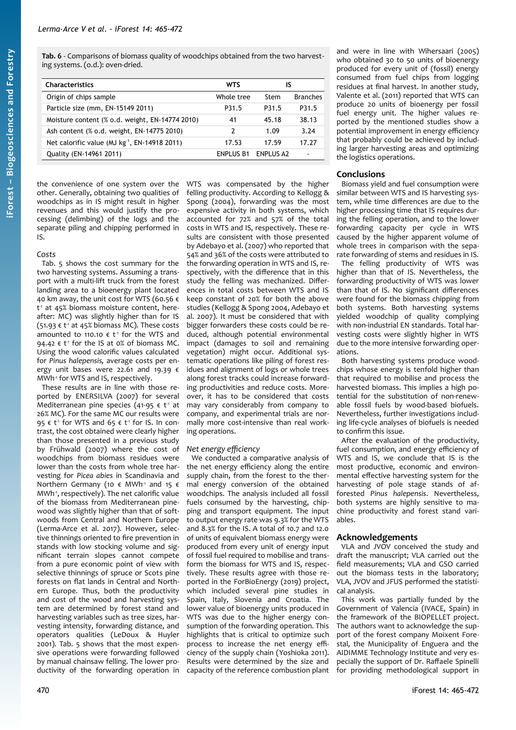**Tab. 6** - Comparisons of biomass quality of woodchips obtained from the two harvesting systems. (o.d.): oven-dried.

| Characteristics | WTS | IS | |
|---|---|---|---|
| Origin of chips sample | Whole tree | Stem | Branches |
| Particle size (mm, EN-15149 2011) | P31.5 | P31.5 | P31.5 |
| Moisture content (% o.d. weight, EN-14774 2010) | 41 | 45.18 | 38.13 |
| Ash content (% o.d. weight, EN-14775 2010) | 2 | 1.09 | 3.24 |
| Net calorific value (MJ kg$^{-1}$, EN-14918 2011) | 17.53 | 17.59 | 17.27 |
| Quality (EN-14961 2011) | ENPLUS B1 | ENPLUS A2 | - |

the convenience of one system over the other. Generally, obtaining two qualities of woodchips as in IS might result in higher revenues and this would justify the processing (delimbing) of the logs and the separate piling and chipping performed in IS.

### Costs

Tab. 5 shows the cost summary for the two harvesting systems. Assuming a transport with a multi-lift truck from the forest landing area to a bioenergy plant located 40 km away, the unit cost for WTS (60.56 € t$^{-1}$ at 45% biomass moisture content, hereafter: MC) was slightly higher than for IS (51.93 € t$^{-1}$ at 45% biomass MC). These costs amounted to 110.10 € t$^{-1}$ for the WTS and 94.42 € t$^{-1}$ for the IS at 0% of biomass MC. Using the wood calorific values calculated for *Pinus halepensis,* average costs per energy unit bases were 22.61 and 19.39 € MWh$^{-1}$ for WTS and IS, respectively.

These results are in line with those reported by ENERSILVA (2007) for several Mediterranean pine species (41-95 € t$^{-1}$ at 26% MC). For the same MC our results were 95 € t$^{-1}$ for WTS and 65 € t$^{-1}$ for IS. In contrast, the cost obtained were clearly higher than those presented in a previous study by Frühwald (2007) where the cost of woodchips from biomass residues were lower than the costs from whole tree harvesting for *Picea abies* in Scandinavia and Northern Germany (10 € MWh$^{-1}$ and 15 € MWh$^{-1}$, respectively). The net calorific value of the biomass from Mediterranean pinewood was slightly higher than that of softwoods from Central and Northern Europe (Lerma-Arce et al. 2017). However, selective thinnings oriented to fire prevention in stands with low stocking volume and significant terrain slopes cannot compete from a pure economic point of view with selective thinnings of spruce or Scots pine forests on flat lands in Central and Northern Europe. Thus, both the productivity and cost of the wood and harvesting system are determined by forest stand and harvesting variables such as tree sizes, harvesting intensity, forwarding distance, and operators qualities (LeDoux & Huyler 2001). Tab. 5 shows that the most expensive operations were forwarding followed by manual chainsaw felling. The lower productivity of the forwarding operation in WTS was compensated by the higher felling productivity. According to Kellogg & Spong (2004), forwarding was the most expensive activity in both systems, which accounted for 72% and 57% of the total costs in WTS and IS, respectively. These results are consistent with those presented by Adebayo et al. (2007) who reported that 54% and 36% of the costs were attributed to the forwarding operation in WTS and IS, respectively, with the difference that in this study the felling was mechanized. Differences in total costs between WTS and IS keep constant of 20% for both the above studies (Kellogg & Spong 2004, Adebayo et al. 2007). It must be considered that with bigger forwarders these costs could be reduced, although potential environmental impact (damages to soil and remaining vegetation) might occur. Additional systematic operations like piling of forest residues and alignment of logs or whole trees along forest tracks could increase forwarding productivities and reduce costs. Moreover, it has to be considered that costs may vary considerably from company to company, and experimental trials are normally more cost-intensive than real working operations.

### Net energy efficiency

We conducted a comparative analysis of the net energy efficiency along the entire supply chain, from the forest to the thermal energy conversion of the obtained woodchips. The analysis included all fossil fuels consumed by the harvesting, chipping and transport equipment. The input to output energy rate was 9.3% for the WTS and 8.3% for the IS. A total of 10.7 and 12.0 of units of equivalent biomass energy were produced from every unit of energy input of fossil fuel required to mobilise and transform the biomass for WTS and IS, respectively. These results agree with those reported in the ForBioEnergy (2019) project, which included several pine studies in Spain, Italy, Slovenia and Croatia. The lower value of bioenergy units produced in WTS was due to the higher energy consumption of the forwarding operation. This highlights that is critical to optimize such process to increase the net energy efficiency of the supply chain (Yoshioka 2011). Results were determined by the size and capacity of the reference combustion plant and were in line with Wihersaari (2005) who obtained 30 to 50 units of bioenergy produced for every unit of (fossil) energy consumed from fuel chips from logging residues at final harvest. In another study, Valente et al. (2011) reported that WTS can produce 20 units of bioenergy per fossil fuel energy unit. The higher values reported by the mentioned studies show a potential improvement in energy efficiency that probably could be achieved by including larger harvesting areas and optimizing the logistics operations.

## Conclusions

Biomass yield and fuel consumption were similar between WTS and IS harvesting system, while time differences are due to the higher processing time that IS requires during the felling operation, and to the lower forwarding capacity per cycle in WTS caused by the higher apparent volume of whole trees in comparison with the separate forwarding of stems and residues in IS.

The felling productivity of WTS was higher than that of IS. Nevertheless, the forwarding productivity of WTS was lower than that of IS. No significant differences were found for the biomass chipping from both systems. Both harvesting systems yielded woodchip of quality complying with non-industrial EN standards. Total harvesting costs were slightly higher in WTS due to the more intensive forwarding operations.

Both harvesting systems produce woodchips whose energy is tenfold higher than that required to mobilise and process the harvested biomass. This implies a high potential for the substitution of non-renewable fossil fuels by wood-based biofuels. Nevertheless, further investigations including life-cycle analyses of biofuels is needed to confirm this issue.

After the evaluation of the productivity, fuel consumption, and energy efficiency of WTS and IS, we conclude that IS is the most productive, economic and environmental effective harvesting system for the harvesting of pole stage stands of afforested *Pinus halepensis*. Nevertheless, both systems are highly sensitive to machine productivity and forest stand variables.

## Acknowledgements

VLA and JVOV conceived the study and draft the manuscript; VLA carried out the field measurements; VLA and GSO carried out the biomass tests in the laboratory; VLA, JVOV and JFUS performed the statistical analysis.

This work was partially funded by the Government of Valencia (IVACE, Spain) in the framework of the BIOPELLET project. The authors want to acknowledge the support of the forest company Moixent Forestal, the Municipality of Enguera and the AIDIMME Technology Institute and very especially the support of Dr. Raffaele Spinelli for providing methodological support in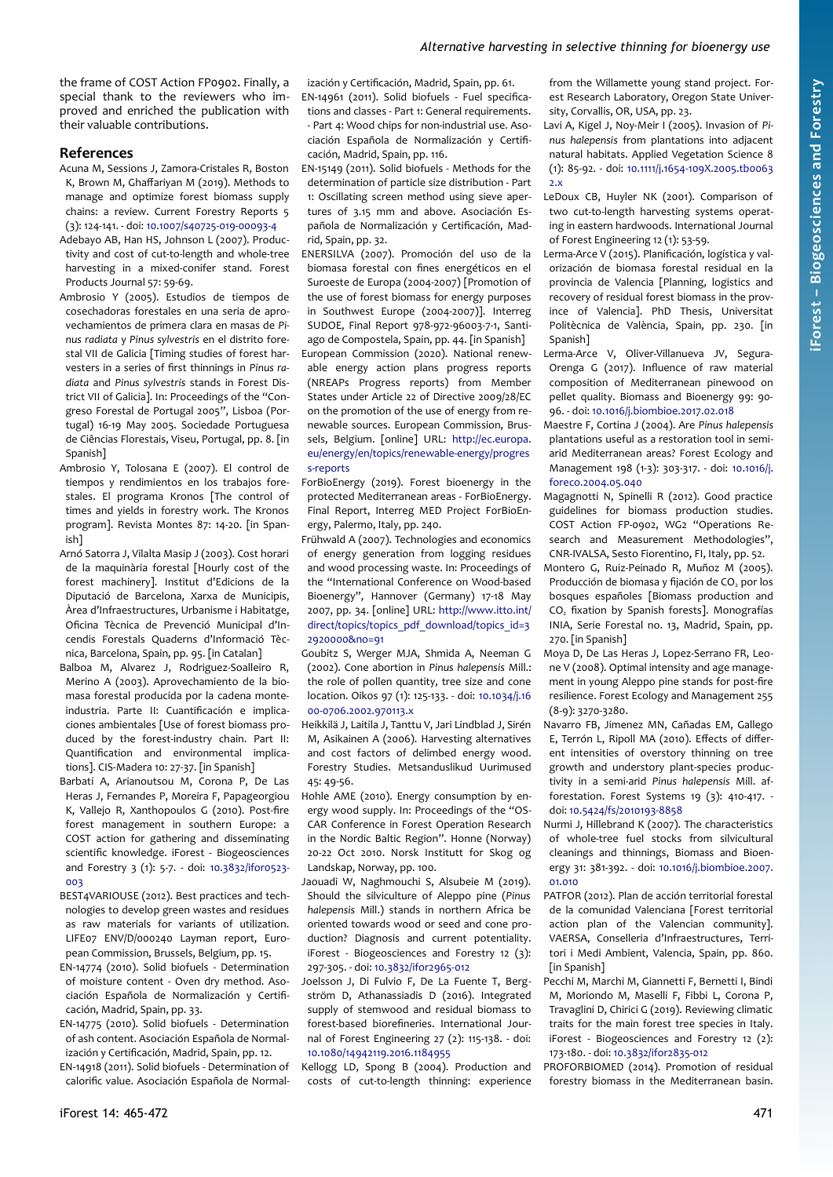the frame of COST Action FP0902. Finally, a special thank to the reviewers who improved and enriched the publication with their valuable contributions.

## References

Acuna M, Sessions J, Zamora-Cristales R, Boston K, Brown M, Ghaffariyan M (2019). Methods to manage and optimize forest biomass supply chains: a review. Current Forestry Reports 5 (3): 124-141. - doi: 10.1007/s40725-019-00093-4

Adebayo AB, Han HS, Johnson L (2007). Productivity and cost of cut-to-length and whole-tree harvesting in a mixed-conifer stand. Forest Products Journal 57: 59-69.

Ambrosio Y (2005). Estudios de tiempos de cosechadoras forestales en una seria de aprovechamientos de primera clara en masas de *Pinus radiata* y *Pinus sylvestris* en el distrito forestal VII de Galicia [Timing studies of forest harvesters in a series of first thinnings in *Pinus radiata* and *Pinus sylvestris* stands in Forest District VII of Galicia]. In: Proceedings of the "Congreso Forestal de Portugal 2005", Lisboa (Portugal) 16-19 May 2005. Sociedade Portuguesa de Ciências Florestais, Viseu, Portugal, pp. 8. [in Spanish]

Ambrosio Y, Tolosana E (2007). El control de tiempos y rendimientos en los trabajos forestales. El programa Kronos [The control of times and yields in forestry work. The Kronos program]. Revista Montes 87: 14-20. [in Spanish]

Arnó Satorra J, Vilalta Masip J (2003). Cost horari de la maquinària forestal [Hourly cost of the forest machinery]. Institut d'Edicions de la Diputació de Barcelona, Xarxa de Municipis, Àrea d'Infraestructures, Urbanisme i Habitatge, Oficina Tècnica de Prevenció Municipal d'Incendis Forestals Quaderns d'Informació Tècnica, Barcelona, Spain, pp. 95. [in Catalan]

Balboa M, Alvarez J, Rodriguez-Soalleiro R, Merino A (2003). Aprovechamiento de la biomasa forestal producida por la cadena monteindustria. Parte II: Cuantificación e implicaciones ambientales [Use of forest biomass produced by the forest-industry chain. Part II: Quantification and environmental implications]. CIS-Madera 10: 27-37. [in Spanish]

Barbati A, Arianoutsou M, Corona P, De Las Heras J, Fernandes P, Moreira F, Papageorgiou K, Vallejo R, Xanthopoulos G (2010). Post-fire forest management in southern Europe: a COST action for gathering and disseminating scientific knowledge. iForest - Biogeosciences and Forestry 3 (1): 5-7. - doi: 10.3832/ifor0523-003

BEST4VARIOUSE (2012). Best practices and technologies to develop green wastes and residues as raw materials for variants of utilization. LIFE07 ENV/D/000240 Layman report, European Commission, Brussels, Belgium, pp. 15.

EN-14774 (2010). Solid biofuels - Determination of moisture content - Oven dry method. Asociación Española de Normalización y Certificación, Madrid, Spain, pp. 33.

EN-14775 (2010). Solid biofuels - Determination of ash content. Asociación Española de Normalización y Certificación, Madrid, Spain, pp. 12.

EN-14918 (2011). Solid biofuels - Determination of calorific value. Asociación Española de Normalización y Certificación, Madrid, Spain, pp. 61.

EN-14961 (2011). Solid biofuels - Fuel specifications and classes - Part 1: General requirements. - Part 4: Wood chips for non-industrial use. Asociación Española de Normalización y Certificación, Madrid, Spain, pp. 116.

EN-15149 (2011). Solid biofuels - Methods for the determination of particle size distribution - Part 1: Oscillating screen method using sieve apertures of 3.15 mm and above. Asociación Española de Normalización y Certificación, Madrid, Spain, pp. 32.

ENERSILVA (2007). Promoción del uso de la biomasa forestal con fines energéticos en el Suroeste de Europa (2004-2007) [Promotion of the use of forest biomass for energy purposes in Southwest Europe (2004-2007)]. Interreg SUDOE, Final Report 978-972-96003-7-1, Santiago de Compostela, Spain, pp. 44. [in Spanish]

European Commission (2020). National renewable energy action plans progress reports (NREAPs Progress reports) from Member States under Article 22 of Directive 2009/28/EC on the promotion of the use of energy from renewable sources. European Commission, Brussels, Belgium. [online] URL: http://ec.europa.eu/energy/en/topics/renewable-energy/progress-reports

ForBioEnergy (2019). Forest bioenergy in the protected Mediterranean areas - ForBioEnergy. Final Report, Interreg MED Project ForBioEnergy, Palermo, Italy, pp. 240.

Frühwald A (2007). Technologies and economics of energy generation from logging residues and wood processing waste. In: Proceedings of the "International Conference on Wood-based Bioenergy", Hannover (Germany) 17-18 May 2007, pp. 34. [online] URL: http://www.itto.int/direct/topics/topics_pdf_download/topics_id=32920000&no=91

Goubitz S, Werger MJA, Shmida A, Neeman G (2002). Cone abortion in *Pinus halepensis* Mill.: the role of pollen quantity, tree size and cone location. Oikos 97 (1): 125-133. - doi: 10.1034/j.1600-0706.2002.970113.x

Heikkilä J, Laitila J, Tanttu V, Jari Lindblad J, Sirén M, Asikainen A (2006). Harvesting alternatives and cost factors of delimbed energy wood. Forestry Studies. Metsanduslikud Uurimused 45: 49-56.

Hohle AME (2010). Energy consumption by energy wood supply. In: Proceedings of the "OSCAR Conference in Forest Operation Research in the Nordic Baltic Region". Honne (Norway) 20-22 Oct 2010. Norsk Institutt for Skog og Landskap, Norway, pp. 100.

Jaouadi W, Naghmouchi S, Alsubeie M (2019). Should the silviculture of Aleppo pine (*Pinus halepensis* Mill.) stands in northern Africa be oriented towards wood or seed and cone production? Diagnosis and current potentiality. iForest - Biogeosciences and Forestry 12 (3): 297-305. - doi: 10.3832/ifor2965-012

Joelsson J, Di Fulvio F, De La Fuente T, Bergström D, Athanassiadis D (2016). Integrated supply of stemwood and residual biomass to forest-based biorefineries. International Journal of Forest Engineering 27 (2): 115-138. - doi: 10.1080/14942119.2016.1184955

Kellogg LD, Spong B (2004). Production and costs of cut-to-length thinning: experience from the Willamette young stand project. Forest Research Laboratory, Oregon State University, Corvallis, OR, USA, pp. 23.

Lavi A, Kigel J, Noy-Meir I (2005). Invasion of *Pinus halepensis* from plantations into adjacent natural habitats. Applied Vegetation Science 8 (1): 85-92. - doi: 10.1111/j.1654-109X.2005.tb00632.x

LeDoux CB, Huyler NK (2001). Comparison of two cut-to-length harvesting systems operating in eastern hardwoods. International Journal of Forest Engineering 12 (1): 53-59.

Lerma-Arce V (2015). Planificación, logística y valorización de biomasa forestal residual en la provincia de Valencia [Planning, logistics and recovery of residual forest biomass in the province of Valencia]. PhD Thesis, Universitat Politècnica de València, Spain, pp. 230. [in Spanish]

Lerma-Arce V, Oliver-Villanueva JV, Segura-Orenga G (2017). Influence of raw material composition of Mediterranean pinewood on pellet quality. Biomass and Bioenergy 99: 90-96. - doi: 10.1016/j.biombioe.2017.02.018

Maestre F, Cortina J (2004). Are *Pinus halepensis* plantations useful as a restoration tool in semiarid Mediterranean areas? Forest Ecology and Management 198 (1-3): 303-317. - doi: 10.1016/j.foreco.2004.05.040

Magagnotti N, Spinelli R (2012). Good practice guidelines for biomass production studies. COST Action FP-0902, WG2 "Operations Research and Measurement Methodologies", CNR-IVALSA, Sesto Fiorentino, FI, Italy, pp. 52.

Montero G, Ruiz-Peinado R, Muñoz M (2005). Producción de biomasa y fijación de $CO_2$ por los bosques españoles [Biomass production and $CO_2$ fixation by Spanish forests]. Monografías INIA, Serie Forestal no. 13, Madrid, Spain, pp. 270. [in Spanish]

Moya D, De Las Heras J, Lopez-Serrano FR, Leone V (2008). Optimal intensity and age management in young Aleppo pine stands for post-fire resilience. Forest Ecology and Management 255 (8-9): 3270-3280.

Navarro FB, Jimenez MN, Cañadas EM, Gallego E, Terrón L, Ripoll MA (2010). Effects of different intensities of overstory thinning on tree growth and understory plant-species productivity in a semi-arid *Pinus halepensis* Mill. afforestation. Forest Systems 19 (3): 410-417. - doi: 10.5424/fs/2010193-8858

Nurmi J, Hillebrand K (2007). The characteristics of whole-tree fuel stocks from silvicultural cleanings and thinnings, Biomass and Bioenergy 31: 381-392. - doi: 10.1016/j.biombioe.2007.01.010

PATFOR (2012). Plan de acción territorial forestal de la comunidad Valenciana [Forest territorial action plan of the Valencian community]. VAERSA, Conselleria d'Infraestructures, Territori i Medi Ambient, Valencia, Spain, pp. 860. [in Spanish]

Pecchi M, Marchi M, Giannetti F, Bernetti I, Bindi M, Moriondo M, Maselli F, Fibbi L, Corona P, Travaglini D, Chirici G (2019). Reviewing climatic traits for the main forest tree species in Italy. iForest - Biogeosciences and Forestry 12 (2): 173-180. - doi: 10.3832/ifor2835-012

PROFORBIOMED (2014). Promotion of residual forestry biomass in the Mediterranean basin.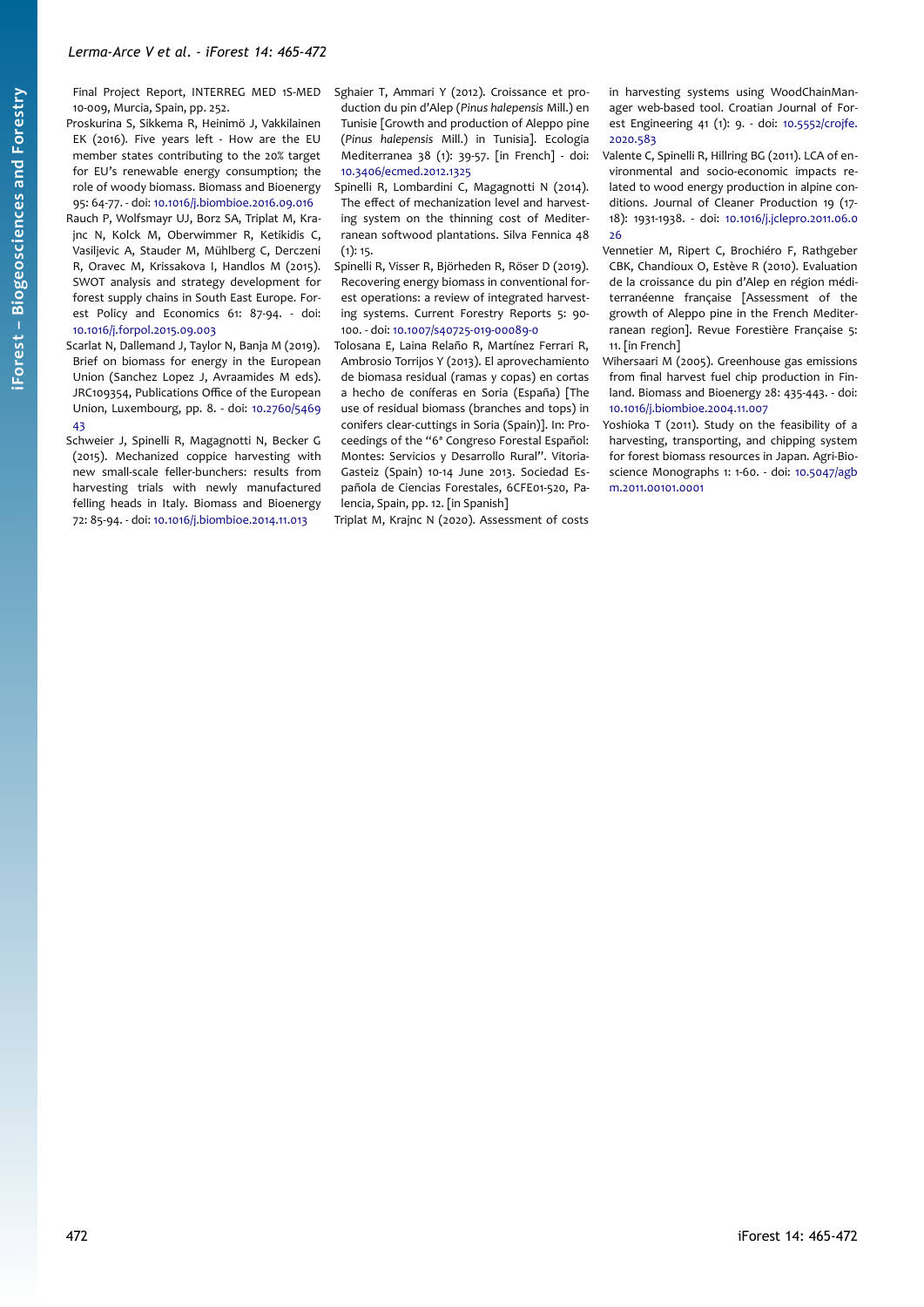Final Project Report, INTERREG MED 1S-MED 10-009, Murcia, Spain, pp. 252.

Proskurina S, Sikkema R, Heinimö J, Vakkilainen EK (2016). Five years left - How are the EU member states contributing to the 20% target for EU's renewable energy consumption; the role of woody biomass. Biomass and Bioenergy 95: 64-77. - doi: 10.1016/j.biombioe.2016.09.016

Rauch P, Wolfsmayr UJ, Borz SA, Triplat M, Krajnc N, Kolck M, Oberwimmer R, Ketikidis C, Vasiljevic A, Stauder M, Mühlberg C, Derczeni R, Oravec M, Krissakova I, Handlos M (2015). SWOT analysis and strategy development for forest supply chains in South East Europe. Forest Policy and Economics 61: 87-94. - doi: 10.1016/j.forpol.2015.09.003

Scarlat N, Dallemand J, Taylor N, Banja M (2019). Brief on biomass for energy in the European Union (Sanchez Lopez J, Avraamides M eds). JRC109354, Publications Office of the European Union, Luxembourg, pp. 8. - doi: 10.2760/546943

Schweier J, Spinelli R, Magagnotti N, Becker G (2015). Mechanized coppice harvesting with new small-scale feller-bunchers: results from harvesting trials with newly manufactured felling heads in Italy. Biomass and Bioenergy 72: 85-94. - doi: 10.1016/j.biombioe.2014.11.013

Sghaier T, Ammari Y (2012). Croissance et production du pin d'Alep (*Pinus halepensis* Mill.) en Tunisie [Growth and production of Aleppo pine (*Pinus halepensis* Mill.) in Tunisia]. Ecologia Mediterranea 38 (1): 39-57. [in French] - doi: 10.3406/ecmed.2012.1325

Spinelli R, Lombardini C, Magagnotti N (2014). The effect of mechanization level and harvesting system on the thinning cost of Mediterranean softwood plantations. Silva Fennica 48 (1): 15.

Spinelli R, Visser R, Björheden R, Röser D (2019). Recovering energy biomass in conventional forest operations: a review of integrated harvesting systems. Current Forestry Reports 5: 90-100. - doi: 10.1007/s40725-019-00089-0

Tolosana E, Laina Relaño R, Martínez Ferrari R, Ambrosio Torrijos Y (2013). El aprovechamiento de biomasa residual (ramas y copas) en cortas a hecho de coníferas en Soria (España) [The use of residual biomass (branches and tops) in conifers clear-cuttings in Soria (Spain)]. In: Proceedings of the "6° Congreso Forestal Español: Montes: Servicios y Desarrollo Rural". Vitoria-Gasteiz (Spain) 10-14 June 2013. Sociedad Española de Ciencias Forestales, 6CFE01-520, Palencia, Spain, pp. 12. [in Spanish]

Triplat M, Krajnc N (2020). Assessment of costs in harvesting systems using WoodChainManager web-based tool. Croatian Journal of Forest Engineering 41 (1): 9. - doi: 10.5552/crojfe.2020.583

Valente C, Spinelli R, Hillring BG (2011). LCA of environmental and socio-economic impacts related to wood energy production in alpine conditions. Journal of Cleaner Production 19 (17-18): 1931-1938. - doi: 10.1016/j.jclepro.2011.06.026

Vennetier M, Ripert C, Brochiéro F, Rathgeber CBK, Chandioux O, Estève R (2010). Evaluation de la croissance du pin d'Alep en région méditerranéenne française [Assessment of the growth of Aleppo pine in the French Mediterranean region]. Revue Forestière Française 5: 11. [in French]

Wihersaari M (2005). Greenhouse gas emissions from final harvest fuel chip production in Finland. Biomass and Bioenergy 28: 435-443. - doi: 10.1016/j.biombioe.2004.11.007

Yoshioka T (2011). Study on the feasibility of a harvesting, transporting, and chipping system for forest biomass resources in Japan. Agri-Bioscience Monographs 1: 1-60. - doi: 10.5047/agbm.2011.00101.0001